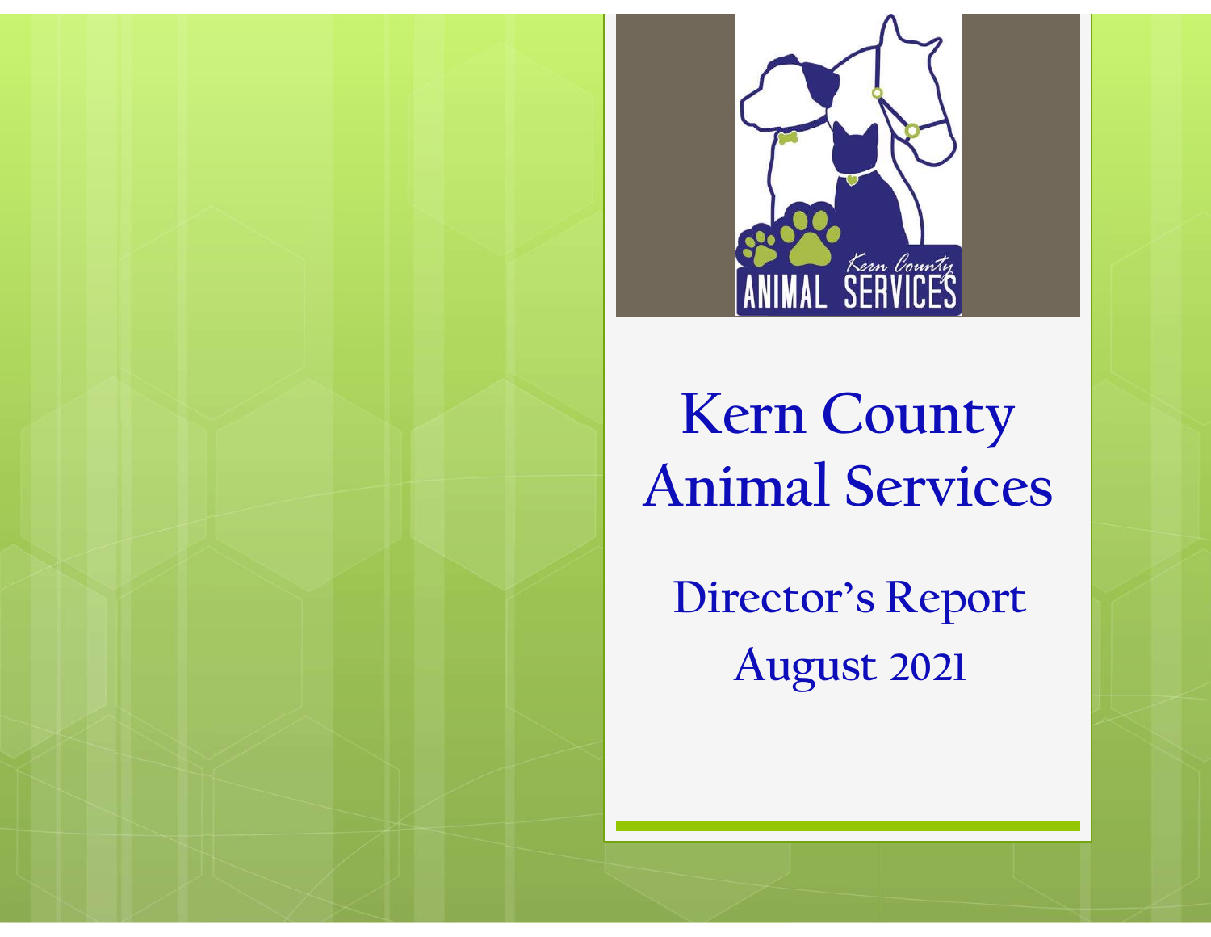# Kern County Animal Services

## Director's Report

## August 2021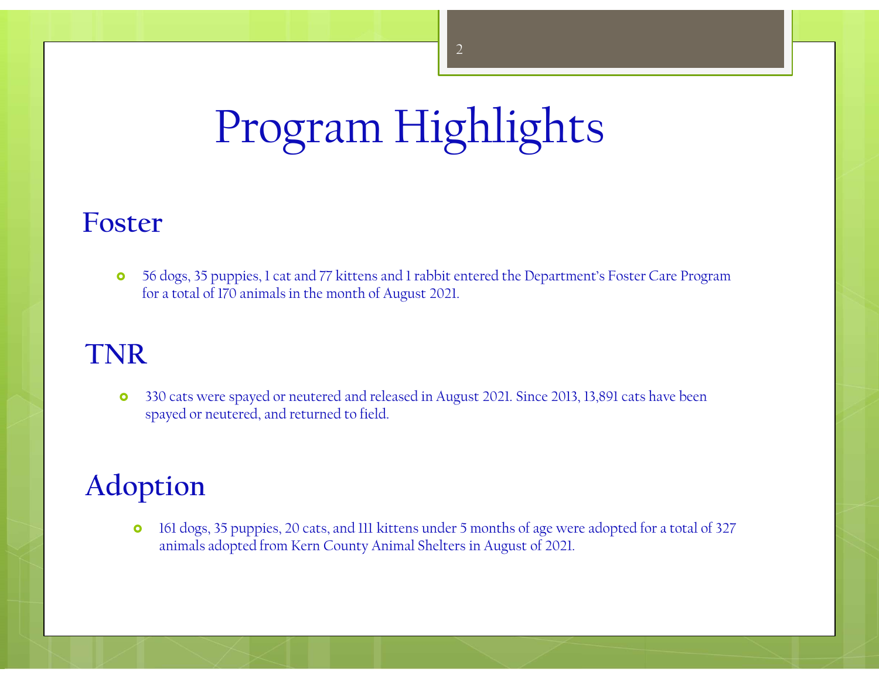# Program Highlights

## Foster

- 56 dogs, 35 puppies, 1 cat and 77 kittens and 1 rabbit entered the Department's Foster Care Program for a total of 170 animals in the month of August 2021.

## TNR

- 330 cats were spayed or neutered and released in August 2021. Since 2013, 13,891 cats have been spayed or neutered, and returned to field.

## Adoption

- 161 dogs, 35 puppies, 20 cats, and 111 kittens under 5 months of age were adopted for a total of 327 animals adopted from Kern County Animal Shelters in August of 2021.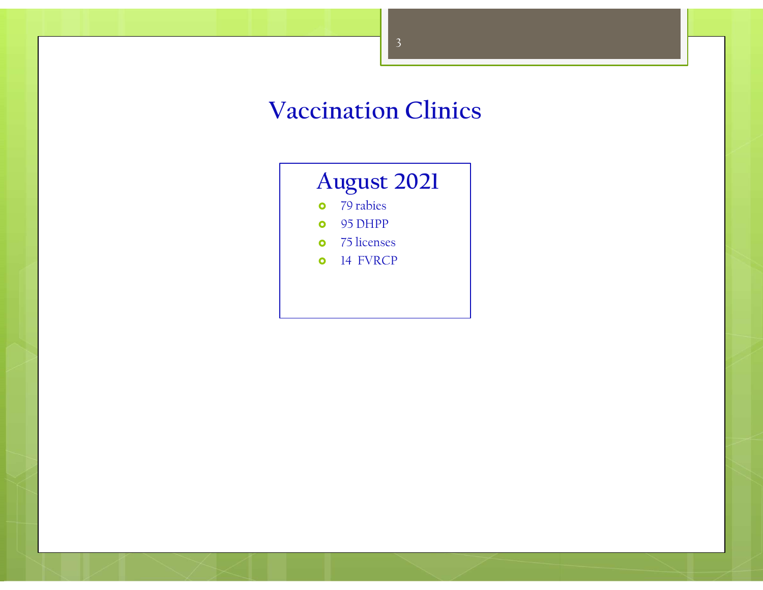# Vaccination Clinics

## August 2021

- 79 rabies
- 95 DHPP
- 75 licenses
- 14 FVRCP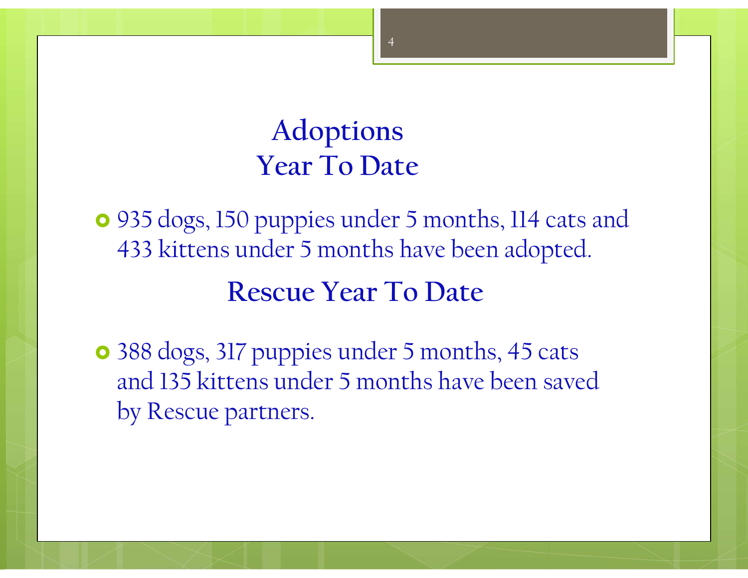# Adoptions
# Year To Date

- 935 dogs, 150 puppies under 5 months, 114 cats and 433 kittens under 5 months have been adopted.

## Rescue Year To Date

- 388 dogs, 317 puppies under 5 months, 45 cats and 135 kittens under 5 months have been saved by Rescue partners.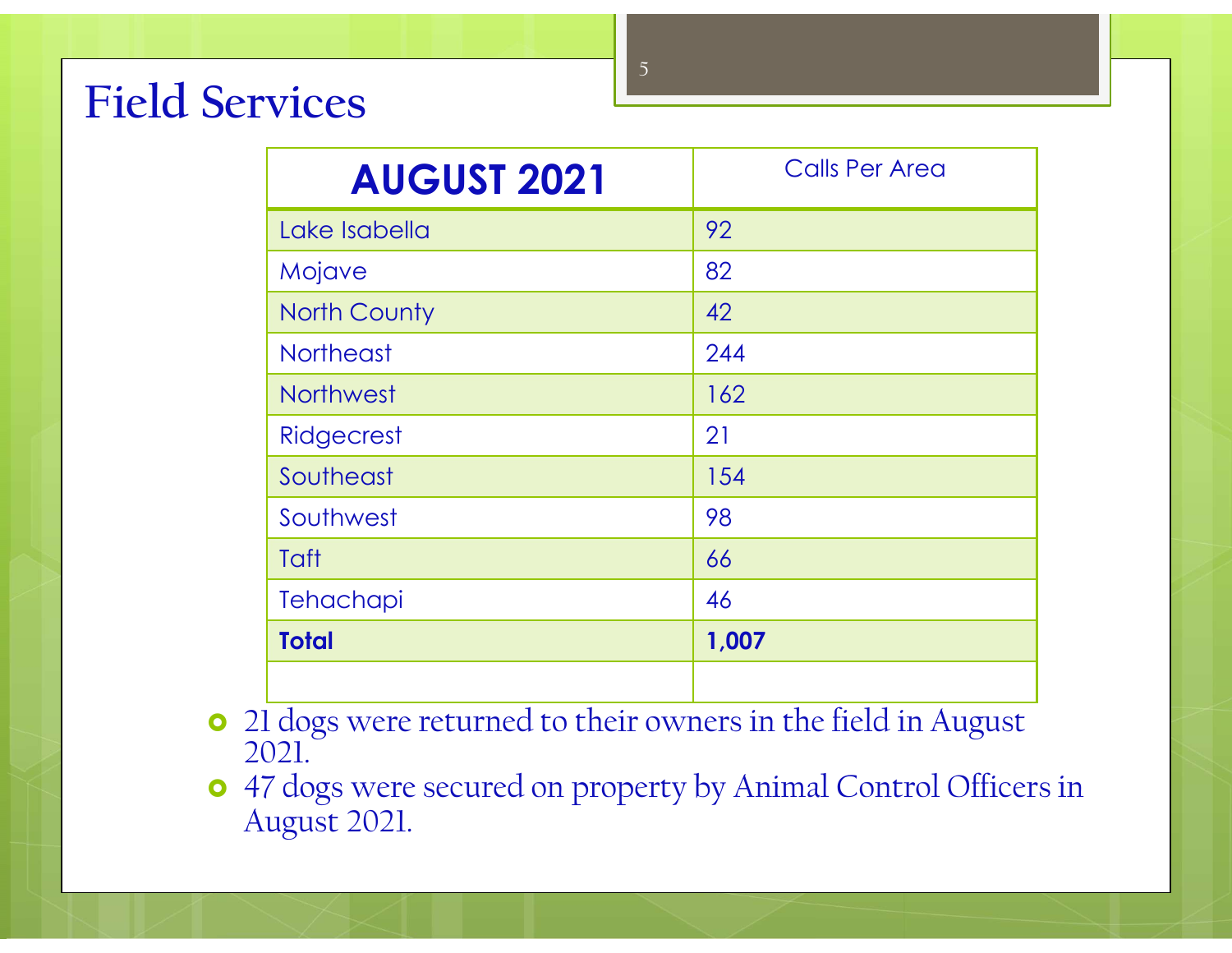# Field Services

| **AUGUST 2021** | Calls Per Area |
|---|---|
| Lake Isabella | 92 |
| Mojave | 82 |
| North County | 42 |
| Northeast | 244 |
| Northwest | 162 |
| Ridgecrest | 21 |
| Southeast | 154 |
| Southwest | 98 |
| Taft | 66 |
| Tehachapi | 46 |
| **Total** | **1,007** |
| | |

- 21 dogs were returned to their owners in the field in August 2021.
- 47 dogs were secured on property by Animal Control Officers in August 2021.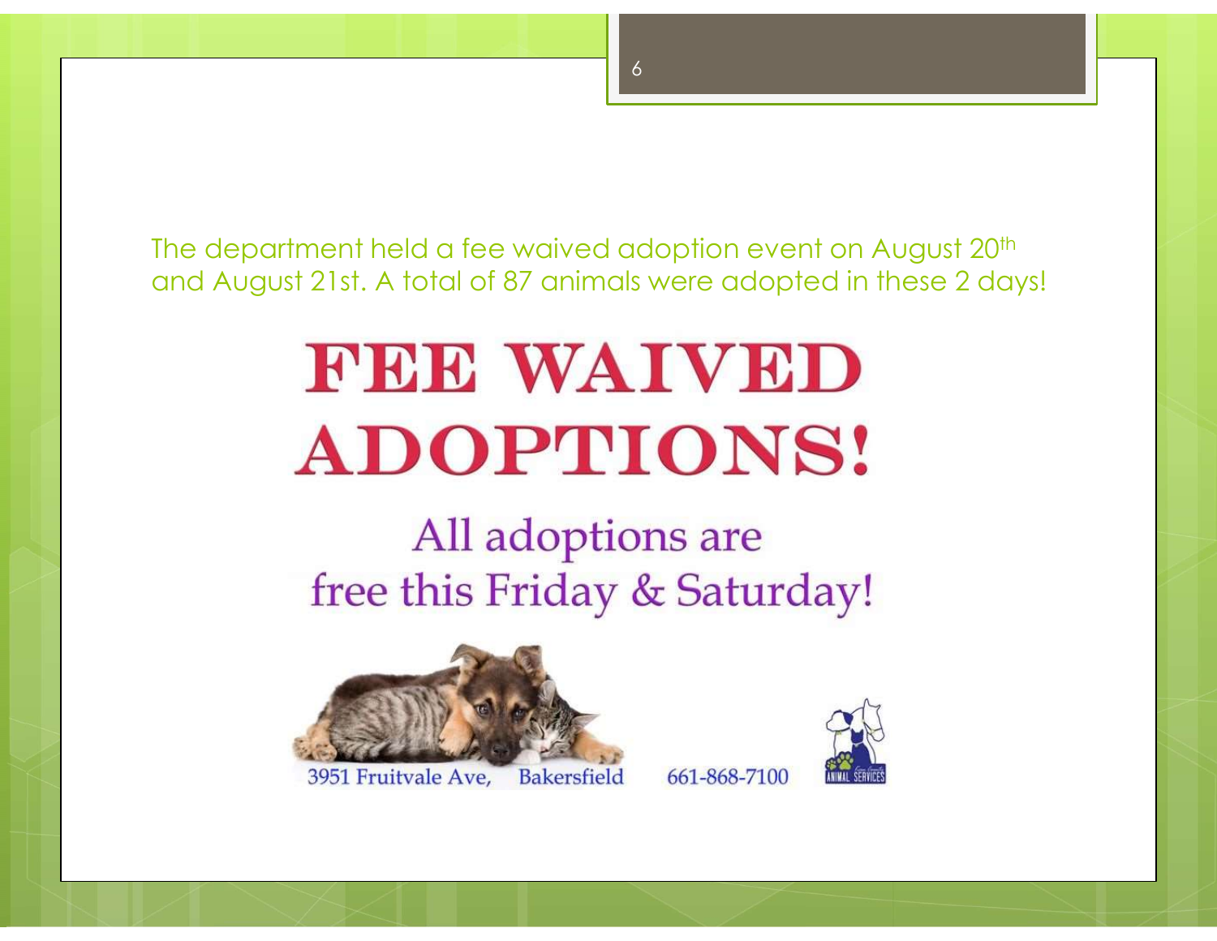The department held a fee waived adoption event on August 20th and August 21st. A total of 87 animals were adopted in these 2 days!

# FEE WAIVED ADOPTIONS!

All adoptions are free this Friday & Saturday!

3951 Fruitvale Ave, Bakersfield 661-868-7100

ANIMAL SERVICES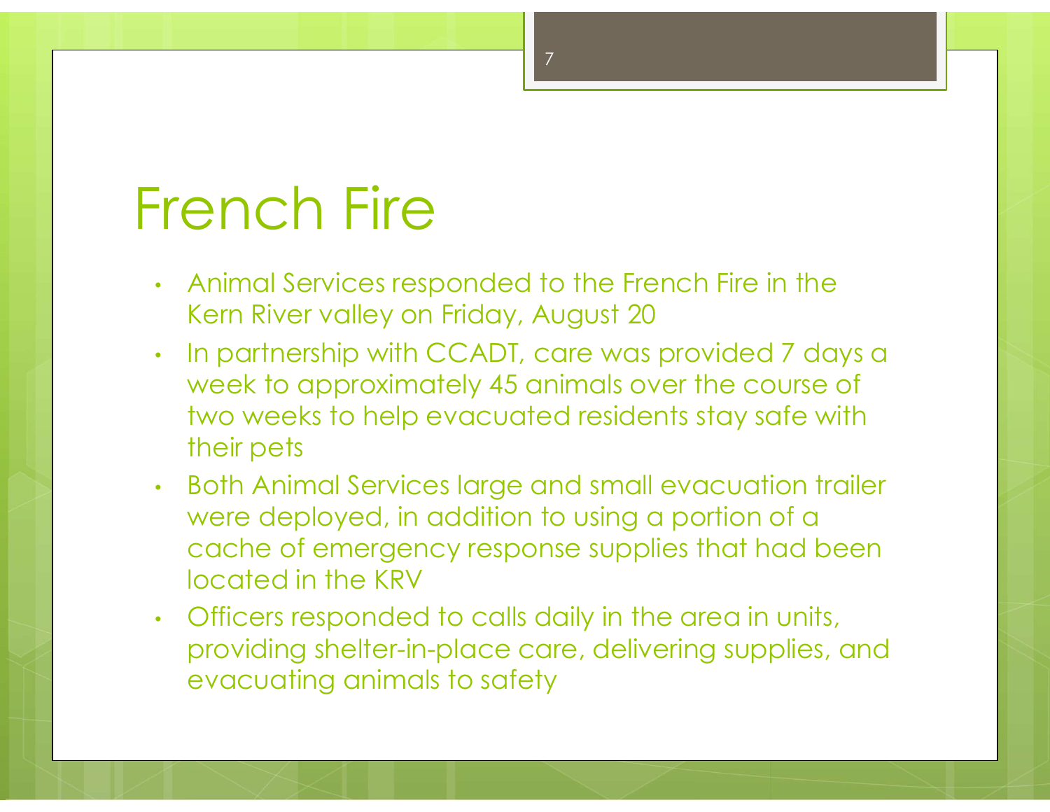# French Fire

- Animal Services responded to the French Fire in the Kern River valley on Friday, August 20
- In partnership with CCADT, care was provided 7 days a week to approximately 45 animals over the course of two weeks to help evacuated residents stay safe with their pets
- Both Animal Services large and small evacuation trailer were deployed, in addition to using a portion of a cache of emergency response supplies that had been located in the KRV
- Officers responded to calls daily in the area in units, providing shelter-in-place care, delivering supplies, and evacuating animals to safety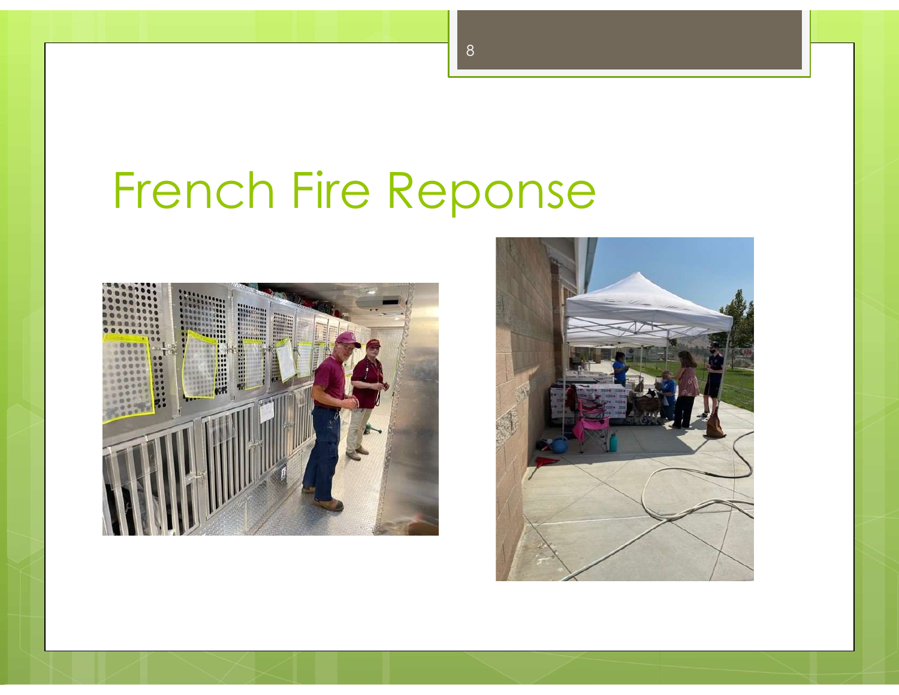# French Fire Reponse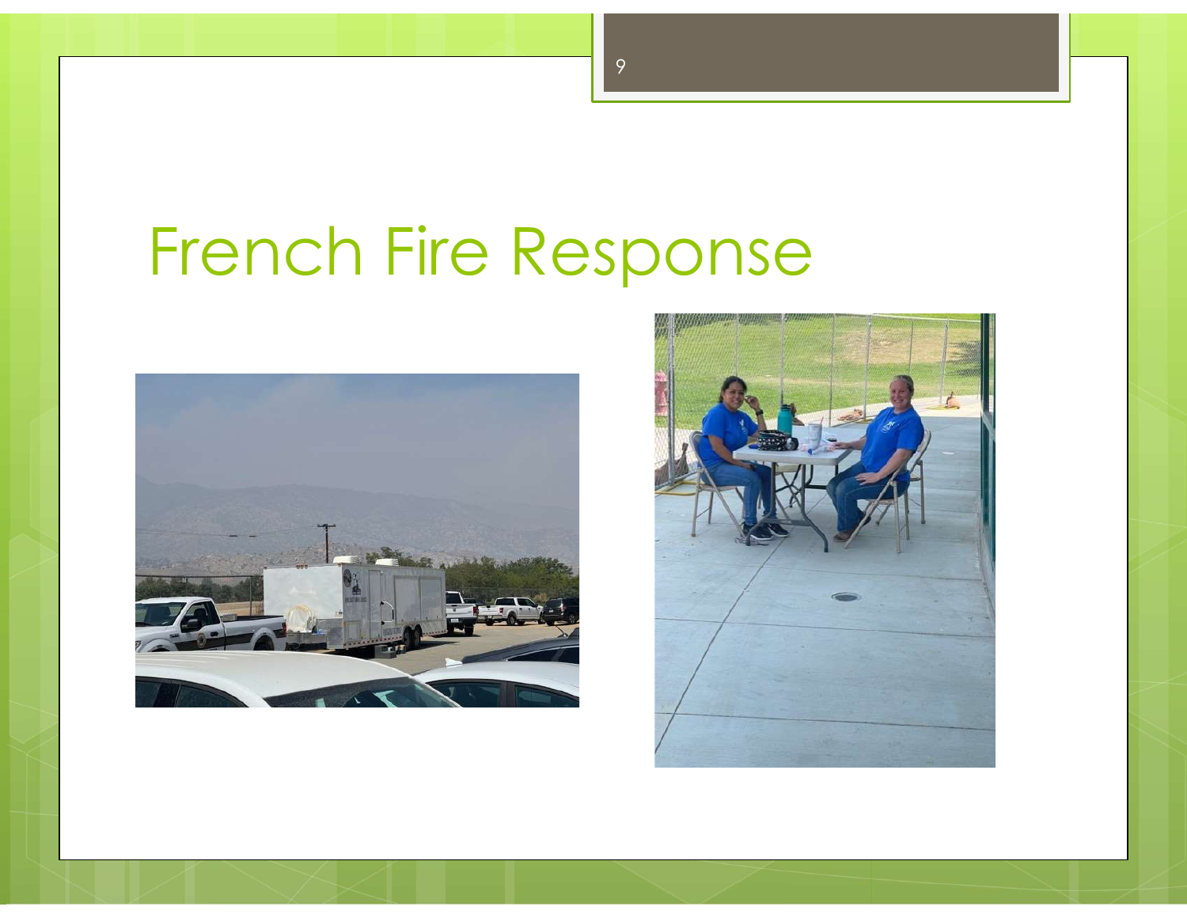# French Fire Response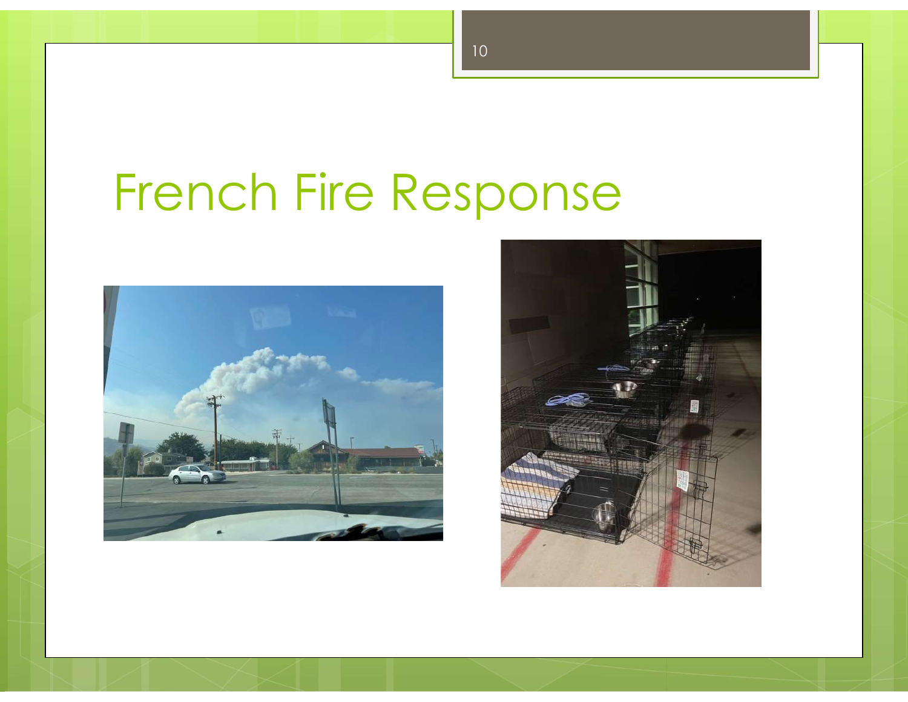# French Fire Response